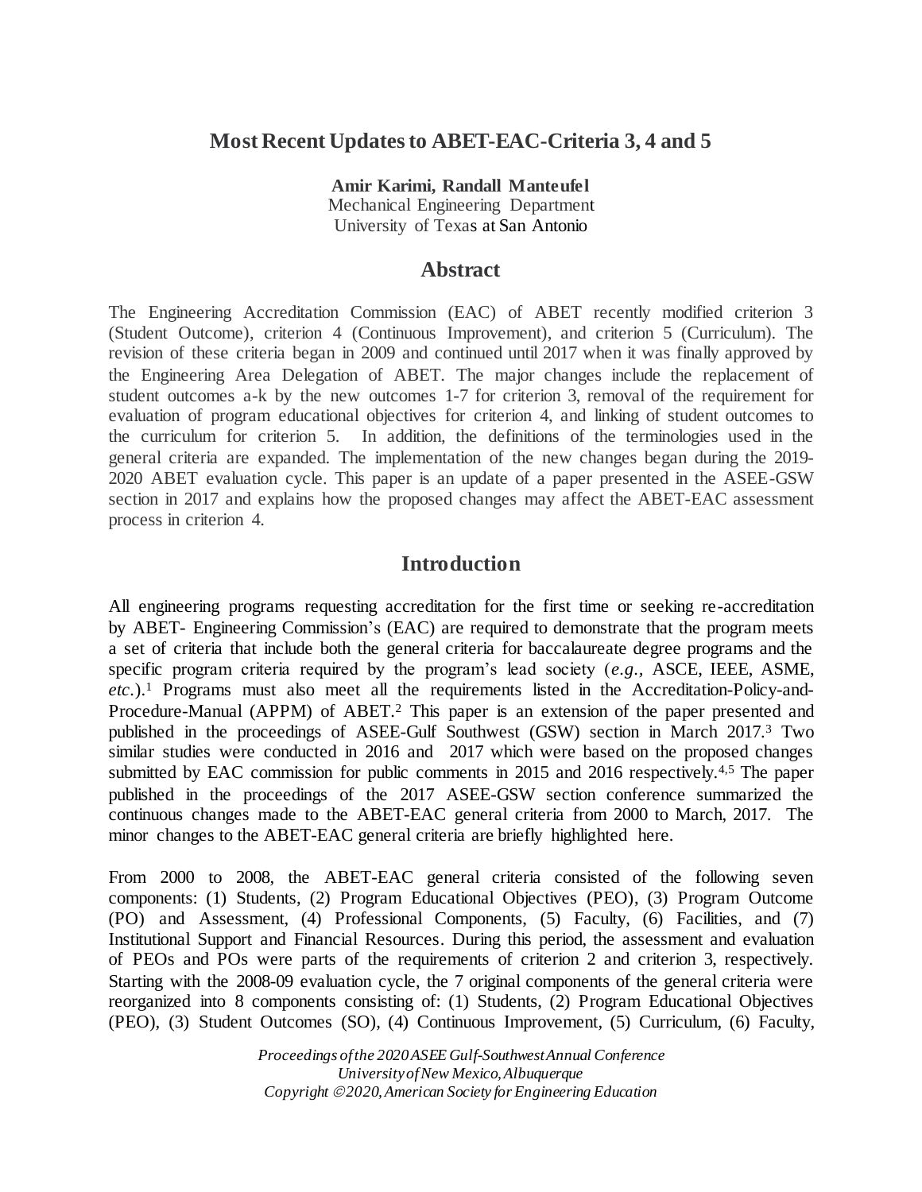# Most Recent Updates to ABET-EAC-Criteria 3, 4 and 5

**Amir Karimi, Randall Manteufel**
Mechanical Engineering Department
University of Texas at San Antonio

## Abstract

The Engineering Accreditation Commission (EAC) of ABET recently modified criterion 3 (Student Outcome), criterion 4 (Continuous Improvement), and criterion 5 (Curriculum). The revision of these criteria began in 2009 and continued until 2017 when it was finally approved by the Engineering Area Delegation of ABET. The major changes include the replacement of student outcomes a-k by the new outcomes 1-7 for criterion 3, removal of the requirement for evaluation of program educational objectives for criterion 4, and linking of student outcomes to the curriculum for criterion 5. In addition, the definitions of the terminologies used in the general criteria are expanded. The implementation of the new changes began during the 2019-2020 ABET evaluation cycle. This paper is an update of a paper presented in the ASEE-GSW section in 2017 and explains how the proposed changes may affect the ABET-EAC assessment process in criterion 4.

## Introduction

All engineering programs requesting accreditation for the first time or seeking re-accreditation by ABET- Engineering Commission's (EAC) are required to demonstrate that the program meets a set of criteria that include both the general criteria for baccalaureate degree programs and the specific program criteria required by the program's lead society (*e.g.,* ASCE, IEEE, ASME, *etc*.).[1] Programs must also meet all the requirements listed in the Accreditation-Policy-and-Procedure-Manual (APPM) of ABET.[2] This paper is an extension of the paper presented and published in the proceedings of ASEE-Gulf Southwest (GSW) section in March 2017.[3] Two similar studies were conducted in 2016 and 2017 which were based on the proposed changes submitted by EAC commission for public comments in 2015 and 2016 respectively.[4,5] The paper published in the proceedings of the 2017 ASEE-GSW section conference summarized the continuous changes made to the ABET-EAC general criteria from 2000 to March, 2017. The minor changes to the ABET-EAC general criteria are briefly highlighted here.

From 2000 to 2008, the ABET-EAC general criteria consisted of the following seven components: (1) Students, (2) Program Educational Objectives (PEO), (3) Program Outcome (PO) and Assessment, (4) Professional Components, (5) Faculty, (6) Facilities, and (7) Institutional Support and Financial Resources. During this period, the assessment and evaluation of PEOs and POs were parts of the requirements of criterion 2 and criterion 3, respectively. Starting with the 2008-09 evaluation cycle, the 7 original components of the general criteria were reorganized into 8 components consisting of: (1) Students, (2) Program Educational Objectives (PEO), (3) Student Outcomes (SO), (4) Continuous Improvement, (5) Curriculum, (6) Faculty,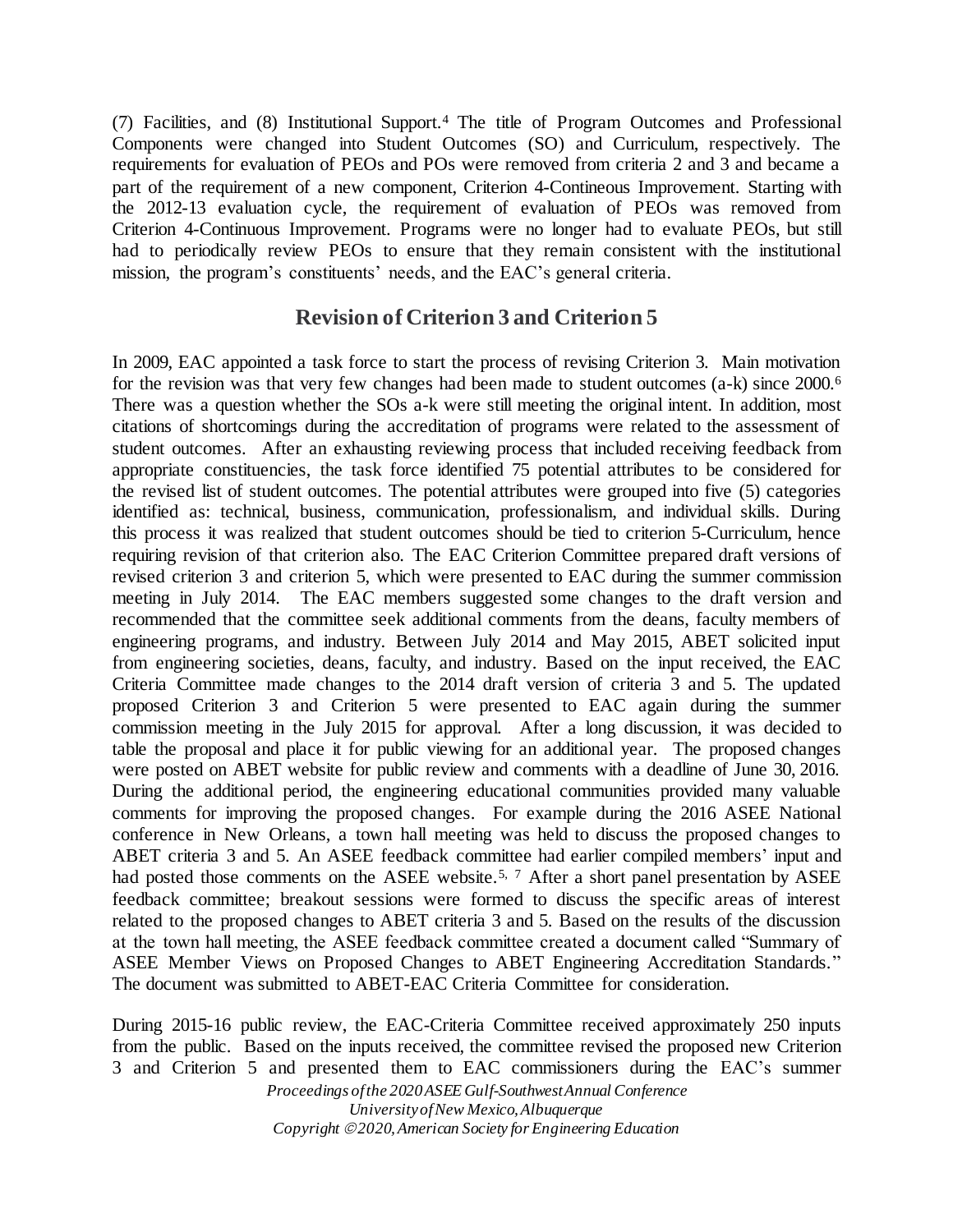(7) Facilities, and (8) Institutional Support.[4] The title of Program Outcomes and Professional Components were changed into Student Outcomes (SO) and Curriculum, respectively. The requirements for evaluation of PEOs and POs were removed from criteria 2 and 3 and became a part of the requirement of a new component, Criterion 4-Contineous Improvement. Starting with the 2012-13 evaluation cycle, the requirement of evaluation of PEOs was removed from Criterion 4-Continuous Improvement. Programs were no longer had to evaluate PEOs, but still had to periodically review PEOs to ensure that they remain consistent with the institutional mission, the program's constituents' needs, and the EAC's general criteria.

## Revision of Criterion 3 and Criterion 5

In 2009, EAC appointed a task force to start the process of revising Criterion 3. Main motivation for the revision was that very few changes had been made to student outcomes (a-k) since 2000.[6] There was a question whether the SOs a-k were still meeting the original intent. In addition, most citations of shortcomings during the accreditation of programs were related to the assessment of student outcomes. After an exhausting reviewing process that included receiving feedback from appropriate constituencies, the task force identified 75 potential attributes to be considered for the revised list of student outcomes. The potential attributes were grouped into five (5) categories identified as: technical, business, communication, professionalism, and individual skills. During this process it was realized that student outcomes should be tied to criterion 5-Curriculum, hence requiring revision of that criterion also. The EAC Criterion Committee prepared draft versions of revised criterion 3 and criterion 5, which were presented to EAC during the summer commission meeting in July 2014. The EAC members suggested some changes to the draft version and recommended that the committee seek additional comments from the deans, faculty members of engineering programs, and industry. Between July 2014 and May 2015, ABET solicited input from engineering societies, deans, faculty, and industry. Based on the input received, the EAC Criteria Committee made changes to the 2014 draft version of criteria 3 and 5. The updated proposed Criterion 3 and Criterion 5 were presented to EAC again during the summer commission meeting in the July 2015 for approval. After a long discussion, it was decided to table the proposal and place it for public viewing for an additional year. The proposed changes were posted on ABET website for public review and comments with a deadline of June 30, 2016. During the additional period, the engineering educational communities provided many valuable comments for improving the proposed changes. For example during the 2016 ASEE National conference in New Orleans, a town hall meeting was held to discuss the proposed changes to ABET criteria 3 and 5. An ASEE feedback committee had earlier compiled members' input and had posted those comments on the ASEE website.[5, 7] After a short panel presentation by ASEE feedback committee; breakout sessions were formed to discuss the specific areas of interest related to the proposed changes to ABET criteria 3 and 5. Based on the results of the discussion at the town hall meeting, the ASEE feedback committee created a document called "Summary of ASEE Member Views on Proposed Changes to ABET Engineering Accreditation Standards." The document was submitted to ABET-EAC Criteria Committee for consideration.

During 2015-16 public review, the EAC-Criteria Committee received approximately 250 inputs from the public. Based on the inputs received, the committee revised the proposed new Criterion 3 and Criterion 5 and presented them to EAC commissioners during the EAC's summer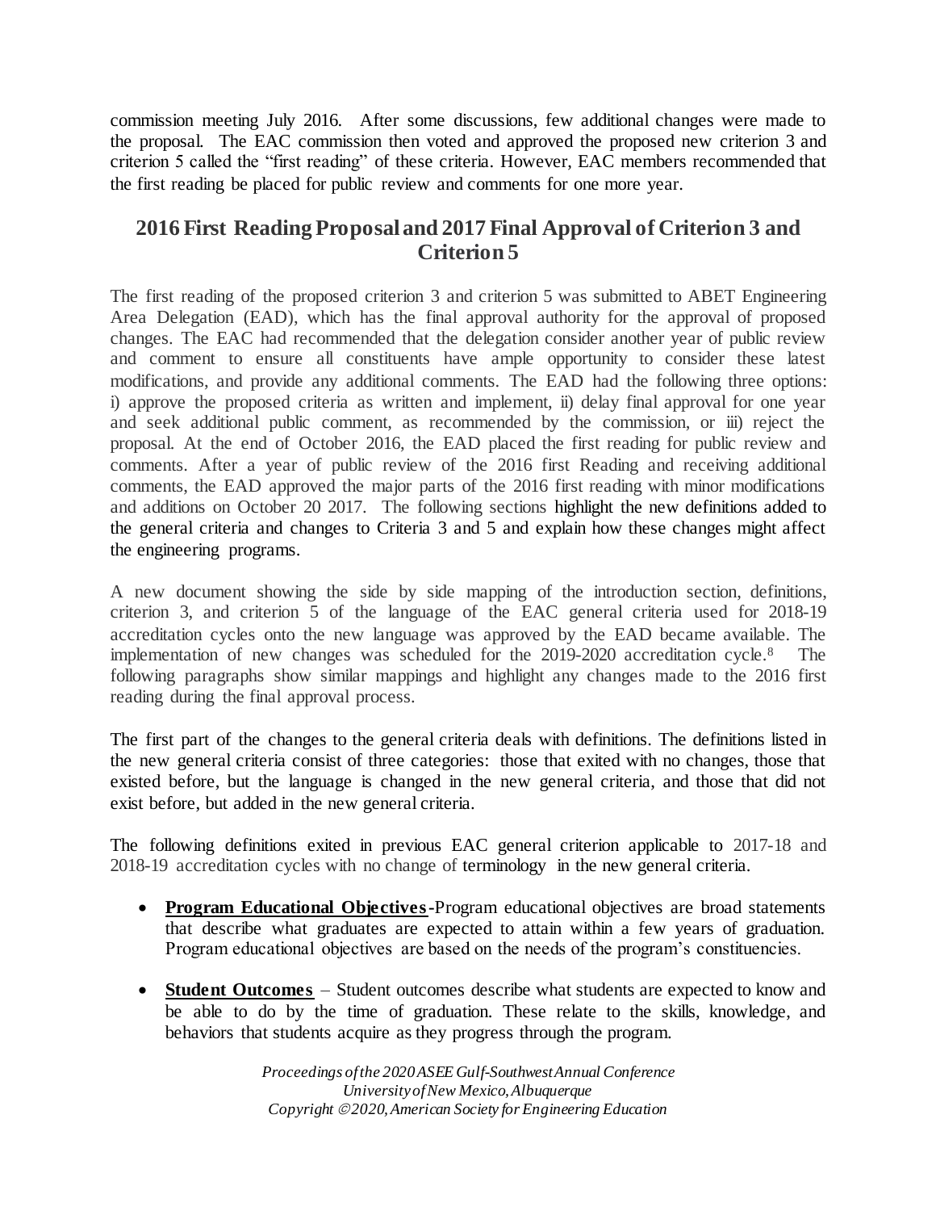commission meeting July 2016. After some discussions, few additional changes were made to the proposal. The EAC commission then voted and approved the proposed new criterion 3 and criterion 5 called the "first reading" of these criteria. However, EAC members recommended that the first reading be placed for public review and comments for one more year.

## 2016 First Reading Proposal and 2017 Final Approval of Criterion 3 and Criterion 5

The first reading of the proposed criterion 3 and criterion 5 was submitted to ABET Engineering Area Delegation (EAD), which has the final approval authority for the approval of proposed changes. The EAC had recommended that the delegation consider another year of public review and comment to ensure all constituents have ample opportunity to consider these latest modifications, and provide any additional comments. The EAD had the following three options: i) approve the proposed criteria as written and implement, ii) delay final approval for one year and seek additional public comment, as recommended by the commission, or iii) reject the proposal. At the end of October 2016, the EAD placed the first reading for public review and comments. After a year of public review of the 2016 first Reading and receiving additional comments, the EAD approved the major parts of the 2016 first reading with minor modifications and additions on October 20 2017. The following sections highlight the new definitions added to the general criteria and changes to Criteria 3 and 5 and explain how these changes might affect the engineering programs.

A new document showing the side by side mapping of the introduction section, definitions, criterion 3, and criterion 5 of the language of the EAC general criteria used for 2018-19 accreditation cycles onto the new language was approved by the EAD became available. The implementation of new changes was scheduled for the 2019-2020 accreditation cycle.[8] The following paragraphs show similar mappings and highlight any changes made to the 2016 first reading during the final approval process.

The first part of the changes to the general criteria deals with definitions. The definitions listed in the new general criteria consist of three categories: those that exited with no changes, those that existed before, but the language is changed in the new general criteria, and those that did not exist before, but added in the new general criteria.

The following definitions exited in previous EAC general criterion applicable to 2017-18 and 2018-19 accreditation cycles with no change of terminology in the new general criteria.

- **Program Educational Objectives**-Program educational objectives are broad statements that describe what graduates are expected to attain within a few years of graduation. Program educational objectives are based on the needs of the program's constituencies.
- **Student Outcomes** – Student outcomes describe what students are expected to know and be able to do by the time of graduation. These relate to the skills, knowledge, and behaviors that students acquire as they progress through the program.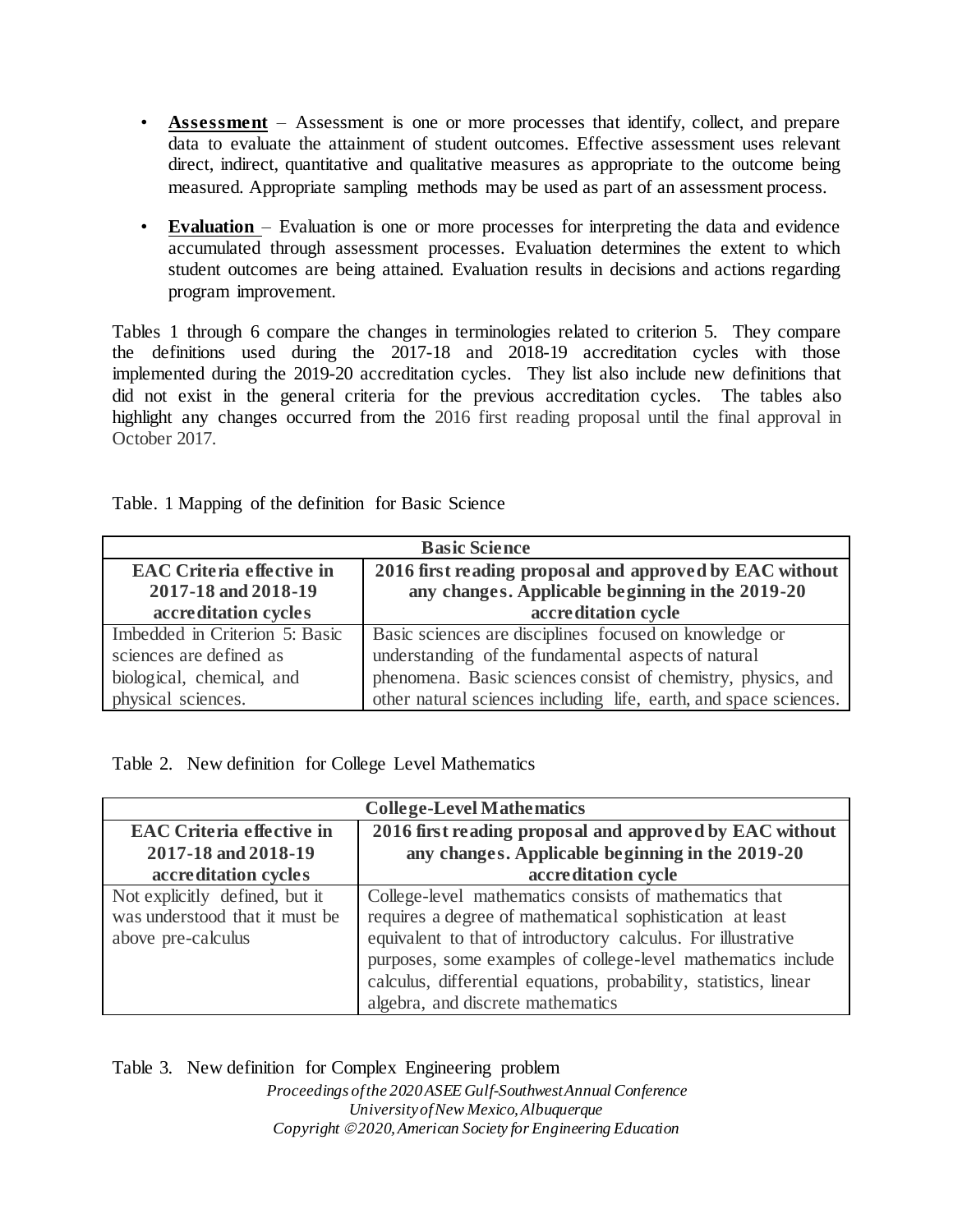- **Assessment** – Assessment is one or more processes that identify, collect, and prepare data to evaluate the attainment of student outcomes. Effective assessment uses relevant direct, indirect, quantitative and qualitative measures as appropriate to the outcome being measured. Appropriate sampling methods may be used as part of an assessment process.

- **Evaluation** – Evaluation is one or more processes for interpreting the data and evidence accumulated through assessment processes. Evaluation determines the extent to which student outcomes are being attained. Evaluation results in decisions and actions regarding program improvement.

Tables 1 through 6 compare the changes in terminologies related to criterion 5. They compare the definitions used during the 2017-18 and 2018-19 accreditation cycles with those implemented during the 2019-20 accreditation cycles. They list also include new definitions that did not exist in the general criteria for the previous accreditation cycles. The tables also highlight any changes occurred from the 2016 first reading proposal until the final approval in October 2017.

Table. 1 Mapping of the definition for Basic Science

| **Basic Science** | |
|---|---|
| **EAC Criteria effective in 2017-18 and 2018-19 accreditation cycles** | **2016 first reading proposal and approved by EAC without any changes. Applicable beginning in the 2019-20 accreditation cycle** |
| Imbedded in Criterion 5: Basic sciences are defined as biological, chemical, and physical sciences. | Basic sciences are disciplines focused on knowledge or understanding of the fundamental aspects of natural phenomena. Basic sciences consist of chemistry, physics, and other natural sciences including life, earth, and space sciences. |

Table 2. New definition for College Level Mathematics

| **College-Level Mathematics** | |
|---|---|
| **EAC Criteria effective in 2017-18 and 2018-19 accreditation cycles** | **2016 first reading proposal and approved by EAC without any changes. Applicable beginning in the 2019-20 accreditation cycle** |
| Not explicitly defined, but it was understood that it must be above pre-calculus | College-level mathematics consists of mathematics that requires a degree of mathematical sophistication at least equivalent to that of introductory calculus. For illustrative purposes, some examples of college-level mathematics include calculus, differential equations, probability, statistics, linear algebra, and discrete mathematics |

Table 3. New definition for Complex Engineering problem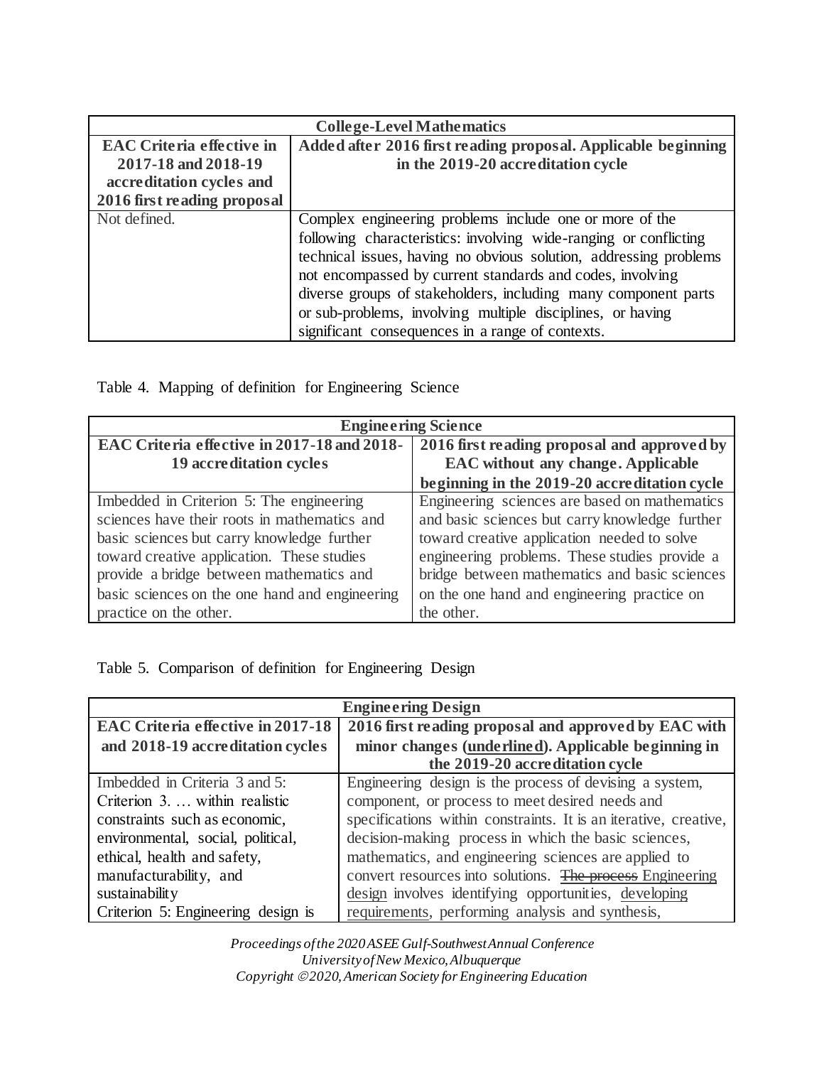| College-Level Mathematics | |
|---|---|
| **EAC Criteria effective in 2017-18 and 2018-19 accreditation cycles and 2016 first reading proposal** | **Added after 2016 first reading proposal. Applicable beginning in the 2019-20 accreditation cycle** |
| Not defined. | Complex engineering problems include one or more of the following characteristics: involving wide-ranging or conflicting technical issues, having no obvious solution, addressing problems not encompassed by current standards and codes, involving diverse groups of stakeholders, including many component parts or sub-problems, involving multiple disciplines, or having significant consequences in a range of contexts. |

Table 4. Mapping of definition for Engineering Science

| Engineering Science | |
|---|---|
| **EAC Criteria effective in 2017-18 and 2018-19 accreditation cycles** | **2016 first reading proposal and approved by EAC without any change. Applicable beginning in the 2019-20 accreditation cycle** |
| Imbedded in Criterion 5: The engineering sciences have their roots in mathematics and basic sciences but carry knowledge further toward creative application. These studies provide a bridge between mathematics and basic sciences on the one hand and engineering practice on the other. | Engineering sciences are based on mathematics and basic sciences but carry knowledge further toward creative application needed to solve engineering problems. These studies provide a bridge between mathematics and basic sciences on the one hand and engineering practice on the other. |

Table 5. Comparison of definition for Engineering Design

| Engineering Design | |
|---|---|
| **EAC Criteria effective in 2017-18 and 2018-19 accreditation cycles** | **2016 first reading proposal and approved by EAC with minor changes (<u>underlined</u>). Applicable beginning in the 2019-20 accreditation cycle** |
| Imbedded in Criteria 3 and 5: Criterion 3. … within realistic constraints such as economic, environmental, social, political, ethical, health and safety, manufacturability, and sustainability Criterion 5: Engineering design is | Engineering design is the process of devising a system, component, or process to meet desired needs and specifications within constraints. It is an iterative, creative, decision-making process in which the basic sciences, mathematics, and engineering sciences are applied to convert resources into solutions. ~~The process~~ <u>Engineering design</u> involves identifying opportunities, <u>developing requirements</u>, performing analysis and synthesis, |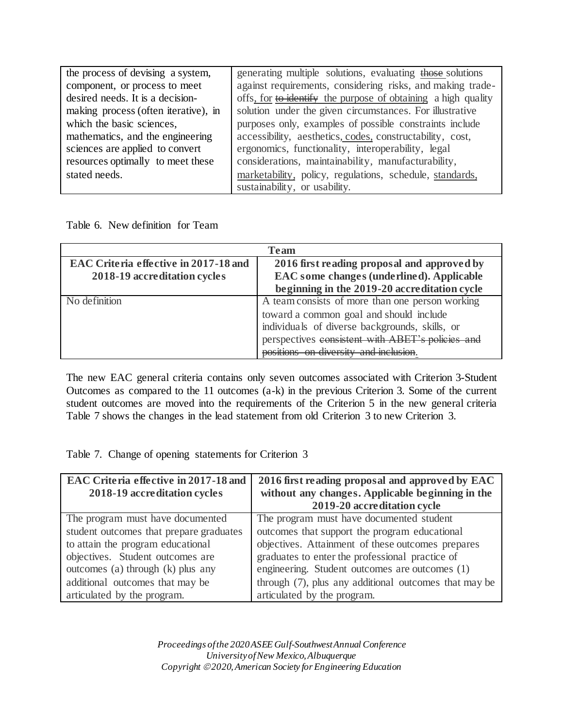| the process of devising a system, component, or process to meet desired needs. It is a decision-making process (often iterative), in which the basic sciences, mathematics, and the engineering sciences are applied to convert resources optimally to meet these stated needs. | generating multiple solutions, evaluating ~~those~~ solutions against requirements, considering risks, and making trade-offs, for ~~to identify~~ the purpose of obtaining a high quality solution under the given circumstances. For illustrative purposes only, examples of possible constraints include accessibility, aesthetics, codes, constructability, cost, ergonomics, functionality, interoperability, legal considerations, maintainability, manufacturability, marketability, policy, regulations, schedule, standards, sustainability, or usability. |
|---|---|

Table 6. New definition for Team

| **Team** | |
|---|---|
| **EAC Criteria effective in 2017-18 and 2018-19 accreditation cycles** | **2016 first reading proposal and approved by EAC some changes (underlined). Applicable beginning in the 2019-20 accreditation cycle** |
| No definition | A team consists of more than one person working toward a common goal and should include individuals of diverse backgrounds, skills, or perspectives ~~consistent with ABET's policies and positions on diversity and inclusion~~. |

The new EAC general criteria contains only seven outcomes associated with Criterion 3-Student Outcomes as compared to the 11 outcomes (a-k) in the previous Criterion 3. Some of the current student outcomes are moved into the requirements of the Criterion 5 in the new general criteria Table 7 shows the changes in the lead statement from old Criterion 3 to new Criterion 3.

Table 7. Change of opening statements for Criterion 3

| **EAC Criteria effective in 2017-18 and 2018-19 accreditation cycles** | **2016 first reading proposal and approved by EAC without any changes. Applicable beginning in the 2019-20 accreditation cycle** |
|---|---|
| The program must have documented student outcomes that prepare graduates to attain the program educational objectives. Student outcomes are outcomes (a) through (k) plus any additional outcomes that may be articulated by the program. | The program must have documented student outcomes that support the program educational objectives. Attainment of these outcomes prepares graduates to enter the professional practice of engineering. Student outcomes are outcomes (1) through (7), plus any additional outcomes that may be articulated by the program. |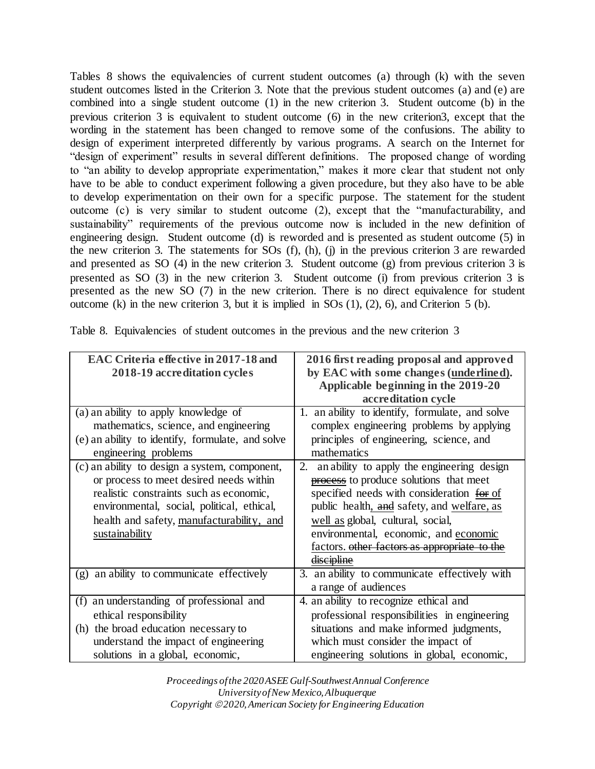Tables 8 shows the equivalencies of current student outcomes (a) through (k) with the seven student outcomes listed in the Criterion 3. Note that the previous student outcomes (a) and (e) are combined into a single student outcome (1) in the new criterion 3. Student outcome (b) in the previous criterion 3 is equivalent to student outcome (6) in the new criterion3, except that the wording in the statement has been changed to remove some of the confusions. The ability to design of experiment interpreted differently by various programs. A search on the Internet for "design of experiment" results in several different definitions. The proposed change of wording to "an ability to develop appropriate experimentation," makes it more clear that student not only have to be able to conduct experiment following a given procedure, but they also have to be able to develop experimentation on their own for a specific purpose. The statement for the student outcome (c) is very similar to student outcome (2), except that the "manufacturability, and sustainability" requirements of the previous outcome now is included in the new definition of engineering design. Student outcome (d) is reworded and is presented as student outcome (5) in the new criterion 3. The statements for SOs (f), (h), (j) in the previous criterion 3 are rewarded and presented as SO (4) in the new criterion 3. Student outcome (g) from previous criterion 3 is presented as SO (3) in the new criterion 3. Student outcome (i) from previous criterion 3 is presented as the new SO (7) in the new criterion. There is no direct equivalence for student outcome (k) in the new criterion 3, but it is implied in SOs (1), (2), 6), and Criterion 5 (b).

Table 8. Equivalencies of student outcomes in the previous and the new criterion 3

| **EAC Criteria effective in 2017-18 and 2018-19 accreditation cycles** | **2016 first reading proposal and approved by EAC with some changes (underlined). Applicable beginning in the 2019-20 accreditation cycle** |
|---|---|
| (a) an ability to apply knowledge of mathematics, science, and engineering<br>(e) an ability to identify, formulate, and solve engineering problems | 1. an ability to identify, formulate, and solve complex engineering problems by applying principles of engineering, science, and mathematics |
| (c) an ability to design a system, component, or process to meet desired needs within realistic constraints such as economic, environmental, social, political, ethical, health and safety, <u>manufacturability, and sustainability</u> | 2. an ability to apply the engineering design ~~process~~ to produce solutions that meet specified needs with consideration ~~for~~ of public health, ~~and~~ safety, and <u>welfare, as well as</u> global, cultural, social, environmental, economic, and <u>economic factors.</u> ~~other factors as appropriate to the discipline~~ |
| (g) an ability to communicate effectively | 3. an ability to communicate effectively with a range of audiences |
| (f) an understanding of professional and ethical responsibility<br>(h) the broad education necessary to understand the impact of engineering solutions in a global, economic, | 4. an ability to recognize ethical and professional responsibilities in engineering situations and make informed judgments, which must consider the impact of engineering solutions in global, economic, |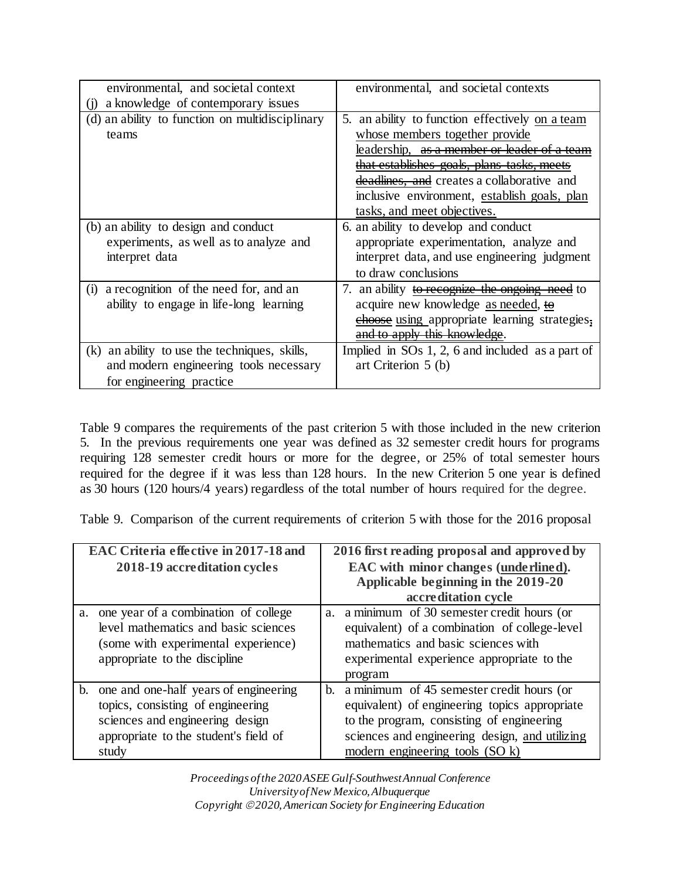| | |
|---|---|
| environmental, and societal context<br>(j) a knowledge of contemporary issues | environmental, and societal contexts |
| (d) an ability to function on multidisciplinary teams | 5. an ability to function effectively <u>on a team whose members together provide leadership,</u> ~~as a member or leader of a team that establishes goals, plans tasks, meets deadlines, and~~ creates a collaborative and inclusive environment, <u>establish goals, plan tasks, and meet objectives.</u> |
| (b) an ability to design and conduct experiments, as well as to analyze and interpret data | 6. an ability to develop and conduct appropriate experimentation, analyze and interpret data, and use engineering judgment to draw conclusions |
| (i) a recognition of the need for, and an ability to engage in life-long learning | 7. an ability ~~to recognize the ongoing need~~ to acquire new knowledge <u>as needed,</u> ~~to choose~~ <u>using</u> appropriate learning strategies~~,~~ ~~and to apply this knowledge~~. |
| (k) an ability to use the techniques, skills, and modern engineering tools necessary for engineering practice | Implied in SOs 1, 2, 6 and included as a part of art Criterion 5 (b) |

Table 9 compares the requirements of the past criterion 5 with those included in the new criterion 5. In the previous requirements one year was defined as 32 semester credit hours for programs requiring 128 semester credit hours or more for the degree, or 25% of total semester hours required for the degree if it was less than 128 hours. In the new Criterion 5 one year is defined as 30 hours (120 hours/4 years) regardless of the total number of hours required for the degree.

Table 9. Comparison of the current requirements of criterion 5 with those for the 2016 proposal

| **EAC Criteria effective in 2017-18 and 2018-19 accreditation cycles** | **2016 first reading proposal and approved by EAC with minor changes (<u>underlined</u>). Applicable beginning in the 2019-20 accreditation cycle** |
|---|---|
| a. one year of a combination of college level mathematics and basic sciences (some with experimental experience) appropriate to the discipline | a. a minimum of 30 semester credit hours (or equivalent) of a combination of college-level mathematics and basic sciences with experimental experience appropriate to the program |
| b. one and one-half years of engineering topics, consisting of engineering sciences and engineering design appropriate to the student's field of study | b. a minimum of 45 semester credit hours (or equivalent) of engineering topics appropriate to the program, consisting of engineering sciences and engineering design, <u>and utilizing modern engineering tools (SO k)</u> |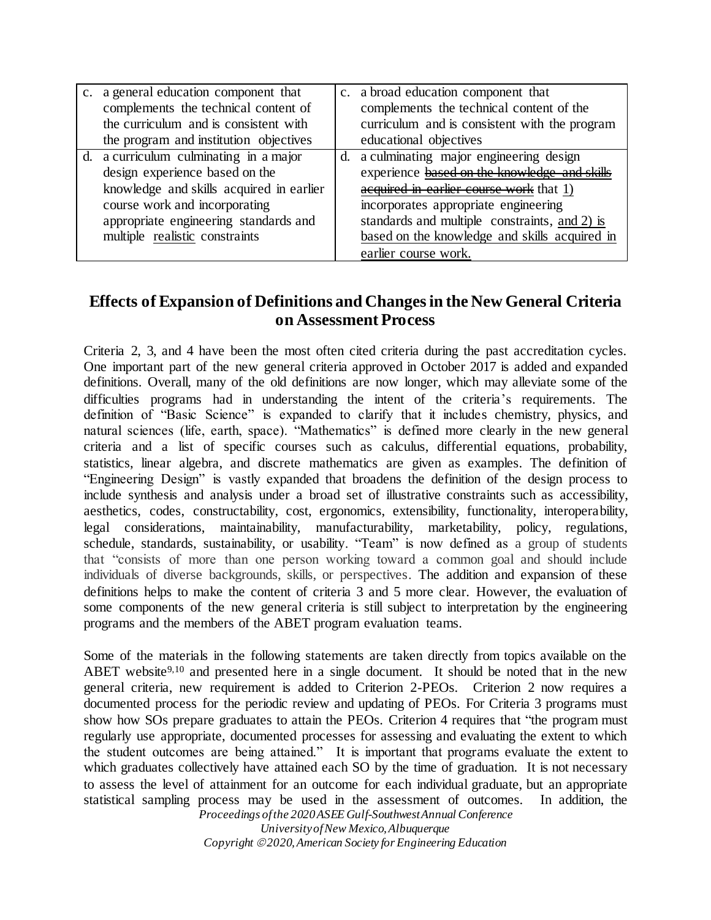| | |
|---|---|
| c. a general education component that complements the technical content of the curriculum and is consistent with the program and institution objectives | c. a broad education component that complements the technical content of the curriculum and is consistent with the program educational objectives |
| d. a curriculum culminating in a major design experience based on the knowledge and skills acquired in earlier course work and incorporating appropriate engineering standards and multiple <u>realistic</u> constraints | d. a culminating major engineering design experience ~~based on the knowledge and skills acquired in earlier course work~~ that <u>1)</u> incorporates appropriate engineering standards and multiple constraints, <u>and 2) is based on the knowledge and skills acquired in earlier course work.</u> |

## Effects of Expansion of Definitions and Changes in the New General Criteria on Assessment Process

Criteria 2, 3, and 4 have been the most often cited criteria during the past accreditation cycles. One important part of the new general criteria approved in October 2017 is added and expanded definitions. Overall, many of the old definitions are now longer, which may alleviate some of the difficulties programs had in understanding the intent of the criteria's requirements. The definition of "Basic Science" is expanded to clarify that it includes chemistry, physics, and natural sciences (life, earth, space). "Mathematics" is defined more clearly in the new general criteria and a list of specific courses such as calculus, differential equations, probability, statistics, linear algebra, and discrete mathematics are given as examples. The definition of "Engineering Design" is vastly expanded that broadens the definition of the design process to include synthesis and analysis under a broad set of illustrative constraints such as accessibility, aesthetics, codes, constructability, cost, ergonomics, extensibility, functionality, interoperability, legal considerations, maintainability, manufacturability, marketability, policy, regulations, schedule, standards, sustainability, or usability. "Team" is now defined as a group of students that "consists of more than one person working toward a common goal and should include individuals of diverse backgrounds, skills, or perspectives. The addition and expansion of these definitions helps to make the content of criteria 3 and 5 more clear. However, the evaluation of some components of the new general criteria is still subject to interpretation by the engineering programs and the members of the ABET program evaluation teams.

Some of the materials in the following statements are taken directly from topics available on the ABET website[9,10] and presented here in a single document. It should be noted that in the new general criteria, new requirement is added to Criterion 2-PEOs. Criterion 2 now requires a documented process for the periodic review and updating of PEOs. For Criteria 3 programs must show how SOs prepare graduates to attain the PEOs. Criterion 4 requires that "the program must regularly use appropriate, documented processes for assessing and evaluating the extent to which the student outcomes are being attained." It is important that programs evaluate the extent to which graduates collectively have attained each SO by the time of graduation. It is not necessary to assess the level of attainment for an outcome for each individual graduate, but an appropriate statistical sampling process may be used in the assessment of outcomes. In addition, the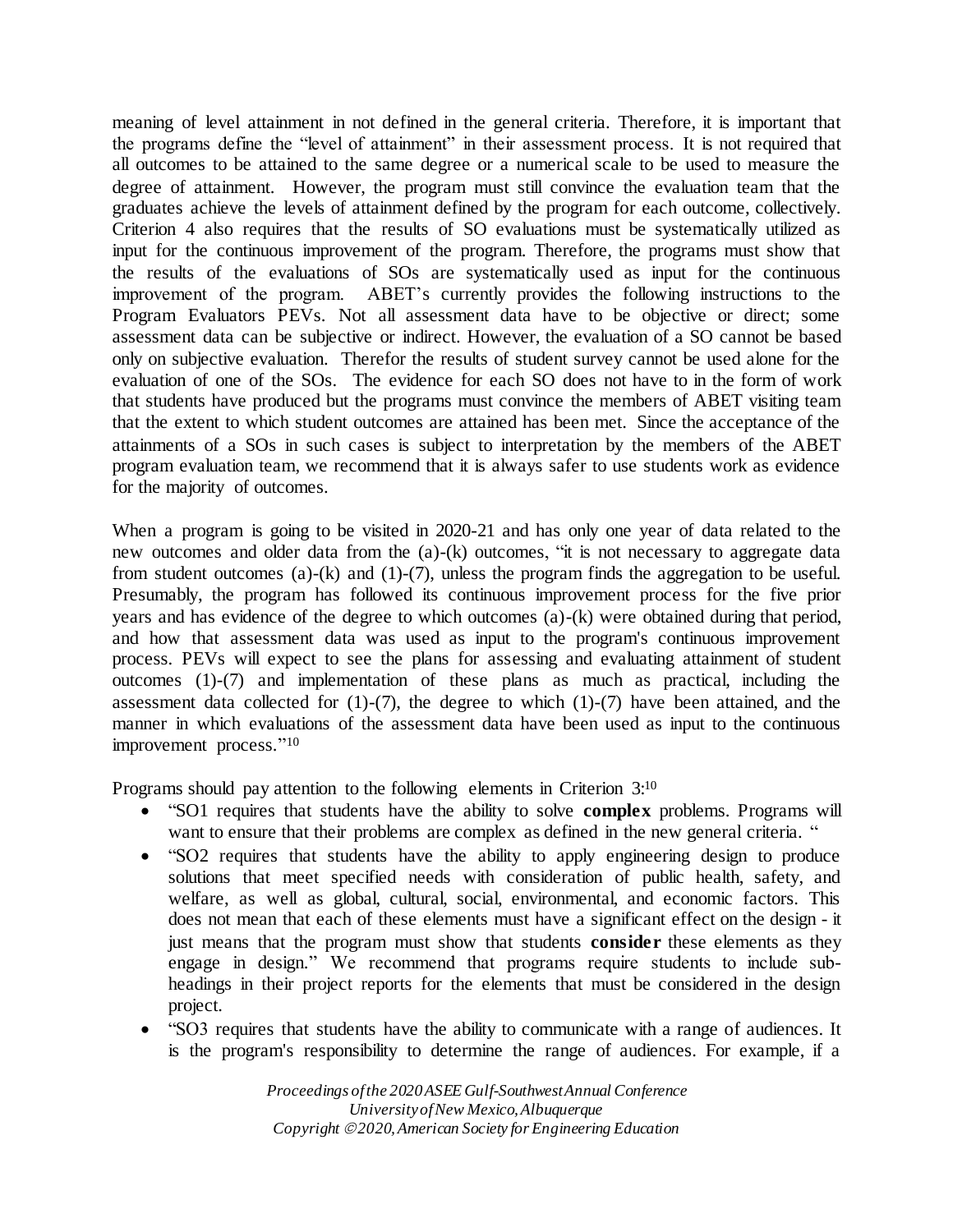meaning of level attainment in not defined in the general criteria. Therefore, it is important that the programs define the "level of attainment" in their assessment process. It is not required that all outcomes to be attained to the same degree or a numerical scale to be used to measure the degree of attainment. However, the program must still convince the evaluation team that the graduates achieve the levels of attainment defined by the program for each outcome, collectively. Criterion 4 also requires that the results of SO evaluations must be systematically utilized as input for the continuous improvement of the program. Therefore, the programs must show that the results of the evaluations of SOs are systematically used as input for the continuous improvement of the program. ABET's currently provides the following instructions to the Program Evaluators PEVs. Not all assessment data have to be objective or direct; some assessment data can be subjective or indirect. However, the evaluation of a SO cannot be based only on subjective evaluation. Therefor the results of student survey cannot be used alone for the evaluation of one of the SOs. The evidence for each SO does not have to in the form of work that students have produced but the programs must convince the members of ABET visiting team that the extent to which student outcomes are attained has been met. Since the acceptance of the attainments of a SOs in such cases is subject to interpretation by the members of the ABET program evaluation team, we recommend that it is always safer to use students work as evidence for the majority of outcomes.

When a program is going to be visited in 2020-21 and has only one year of data related to the new outcomes and older data from the (a)-(k) outcomes, "it is not necessary to aggregate data from student outcomes (a)-(k) and (1)-(7), unless the program finds the aggregation to be useful. Presumably, the program has followed its continuous improvement process for the five prior years and has evidence of the degree to which outcomes (a)-(k) were obtained during that period, and how that assessment data was used as input to the program's continuous improvement process. PEVs will expect to see the plans for assessing and evaluating attainment of student outcomes (1)-(7) and implementation of these plans as much as practical, including the assessment data collected for (1)-(7), the degree to which (1)-(7) have been attained, and the manner in which evaluations of the assessment data have been used as input to the continuous improvement process."[10]

Programs should pay attention to the following elements in Criterion 3:[10]

- "SO1 requires that students have the ability to solve **complex** problems. Programs will want to ensure that their problems are complex as defined in the new general criteria. "
- "SO2 requires that students have the ability to apply engineering design to produce solutions that meet specified needs with consideration of public health, safety, and welfare, as well as global, cultural, social, environmental, and economic factors. This does not mean that each of these elements must have a significant effect on the design - it just means that the program must show that students **consider** these elements as they engage in design." We recommend that programs require students to include sub-headings in their project reports for the elements that must be considered in the design project.
- "SO3 requires that students have the ability to communicate with a range of audiences. It is the program's responsibility to determine the range of audiences. For example, if a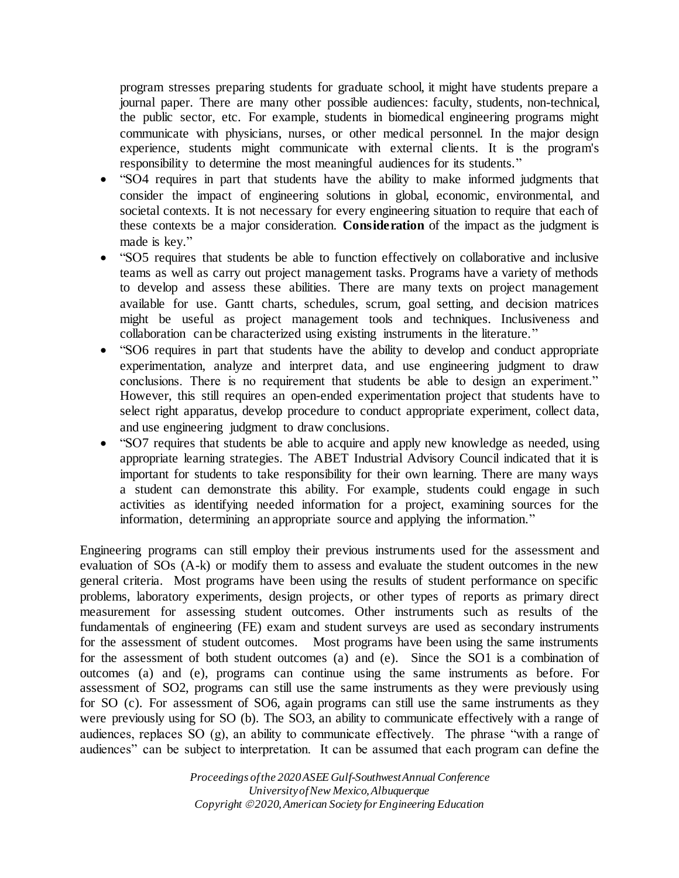program stresses preparing students for graduate school, it might have students prepare a journal paper. There are many other possible audiences: faculty, students, non-technical, the public sector, etc. For example, students in biomedical engineering programs might communicate with physicians, nurses, or other medical personnel. In the major design experience, students might communicate with external clients. It is the program's responsibility to determine the most meaningful audiences for its students."

- "SO4 requires in part that students have the ability to make informed judgments that consider the impact of engineering solutions in global, economic, environmental, and societal contexts. It is not necessary for every engineering situation to require that each of these contexts be a major consideration. **Consideration** of the impact as the judgment is made is key."
- "SO5 requires that students be able to function effectively on collaborative and inclusive teams as well as carry out project management tasks. Programs have a variety of methods to develop and assess these abilities. There are many texts on project management available for use. Gantt charts, schedules, scrum, goal setting, and decision matrices might be useful as project management tools and techniques. Inclusiveness and collaboration can be characterized using existing instruments in the literature."
- "SO6 requires in part that students have the ability to develop and conduct appropriate experimentation, analyze and interpret data, and use engineering judgment to draw conclusions. There is no requirement that students be able to design an experiment." However, this still requires an open-ended experimentation project that students have to select right apparatus, develop procedure to conduct appropriate experiment, collect data, and use engineering judgment to draw conclusions.
- "SO7 requires that students be able to acquire and apply new knowledge as needed, using appropriate learning strategies. The ABET Industrial Advisory Council indicated that it is important for students to take responsibility for their own learning. There are many ways a student can demonstrate this ability. For example, students could engage in such activities as identifying needed information for a project, examining sources for the information, determining an appropriate source and applying the information."

Engineering programs can still employ their previous instruments used for the assessment and evaluation of SOs (A-k) or modify them to assess and evaluate the student outcomes in the new general criteria. Most programs have been using the results of student performance on specific problems, laboratory experiments, design projects, or other types of reports as primary direct measurement for assessing student outcomes. Other instruments such as results of the fundamentals of engineering (FE) exam and student surveys are used as secondary instruments for the assessment of student outcomes. Most programs have been using the same instruments for the assessment of both student outcomes (a) and (e). Since the SO1 is a combination of outcomes (a) and (e), programs can continue using the same instruments as before. For assessment of SO2, programs can still use the same instruments as they were previously using for SO (c). For assessment of SO6, again programs can still use the same instruments as they were previously using for SO (b). The SO3, an ability to communicate effectively with a range of audiences, replaces SO (g), an ability to communicate effectively. The phrase "with a range of audiences" can be subject to interpretation. It can be assumed that each program can define the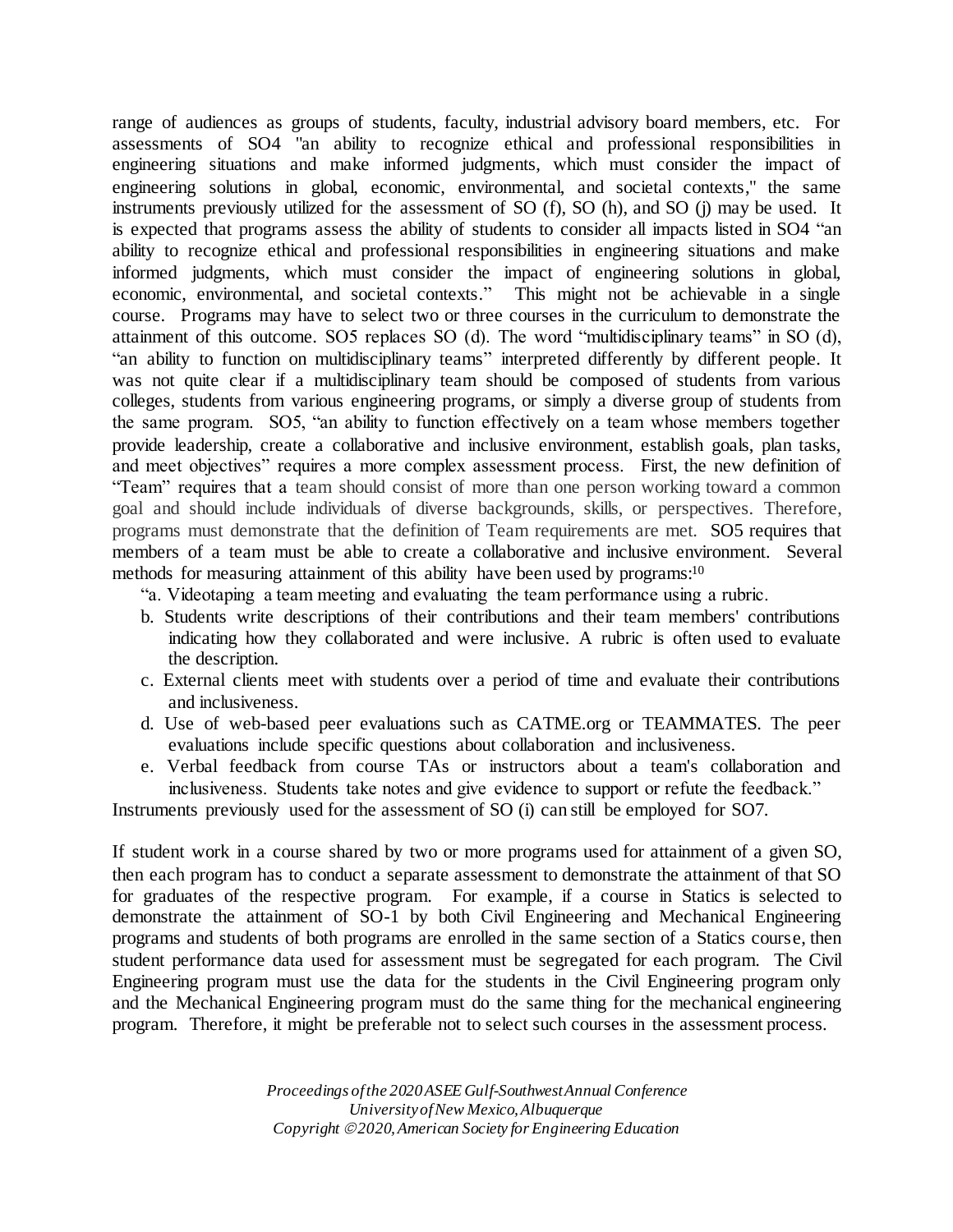range of audiences as groups of students, faculty, industrial advisory board members, etc. For assessments of SO4 "an ability to recognize ethical and professional responsibilities in engineering situations and make informed judgments, which must consider the impact of engineering solutions in global, economic, environmental, and societal contexts," the same instruments previously utilized for the assessment of SO (f), SO (h), and SO (j) may be used. It is expected that programs assess the ability of students to consider all impacts listed in SO4 "an ability to recognize ethical and professional responsibilities in engineering situations and make informed judgments, which must consider the impact of engineering solutions in global, economic, environmental, and societal contexts." This might not be achievable in a single course. Programs may have to select two or three courses in the curriculum to demonstrate the attainment of this outcome. SO5 replaces SO (d). The word "multidisciplinary teams" in SO (d), "an ability to function on multidisciplinary teams" interpreted differently by different people. It was not quite clear if a multidisciplinary team should be composed of students from various colleges, students from various engineering programs, or simply a diverse group of students from the same program. SO5, "an ability to function effectively on a team whose members together provide leadership, create a collaborative and inclusive environment, establish goals, plan tasks, and meet objectives" requires a more complex assessment process. First, the new definition of "Team" requires that a team should consist of more than one person working toward a common goal and should include individuals of diverse backgrounds, skills, or perspectives. Therefore, programs must demonstrate that the definition of Team requirements are met. SO5 requires that members of a team must be able to create a collaborative and inclusive environment. Several methods for measuring attainment of this ability have been used by programs:[10]

"a. Videotaping a team meeting and evaluating the team performance using a rubric.

b. Students write descriptions of their contributions and their team members' contributions indicating how they collaborated and were inclusive. A rubric is often used to evaluate the description.

c. External clients meet with students over a period of time and evaluate their contributions and inclusiveness.

d. Use of web-based peer evaluations such as CATME.org or TEAMMATES. The peer evaluations include specific questions about collaboration and inclusiveness.

e. Verbal feedback from course TAs or instructors about a team's collaboration and inclusiveness. Students take notes and give evidence to support or refute the feedback."

Instruments previously used for the assessment of SO (i) can still be employed for SO7.

If student work in a course shared by two or more programs used for attainment of a given SO, then each program has to conduct a separate assessment to demonstrate the attainment of that SO for graduates of the respective program. For example, if a course in Statics is selected to demonstrate the attainment of SO-1 by both Civil Engineering and Mechanical Engineering programs and students of both programs are enrolled in the same section of a Statics course, then student performance data used for assessment must be segregated for each program. The Civil Engineering program must use the data for the students in the Civil Engineering program only and the Mechanical Engineering program must do the same thing for the mechanical engineering program. Therefore, it might be preferable not to select such courses in the assessment process.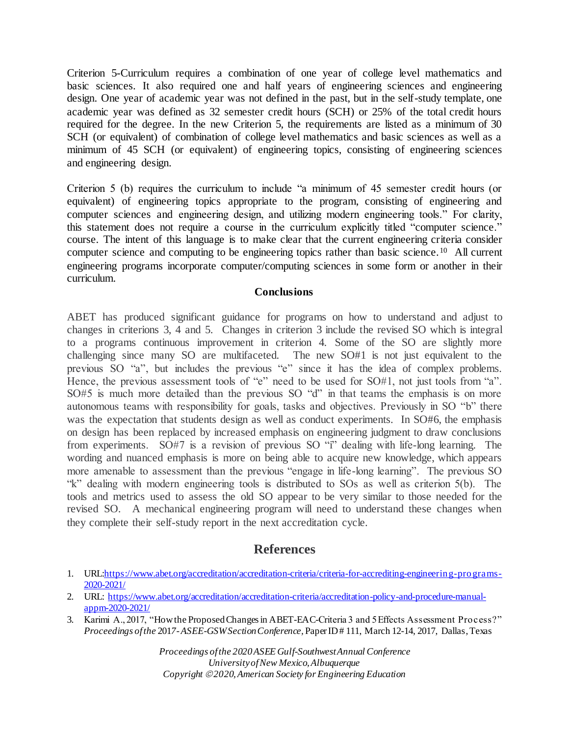Criterion 5-Curriculum requires a combination of one year of college level mathematics and basic sciences. It also required one and half years of engineering sciences and engineering design. One year of academic year was not defined in the past, but in the self-study template, one academic year was defined as 32 semester credit hours (SCH) or 25% of the total credit hours required for the degree. In the new Criterion 5, the requirements are listed as a minimum of 30 SCH (or equivalent) of combination of college level mathematics and basic sciences as well as a minimum of 45 SCH (or equivalent) of engineering topics, consisting of engineering sciences and engineering design.

Criterion 5 (b) requires the curriculum to include "a minimum of 45 semester credit hours (or equivalent) of engineering topics appropriate to the program, consisting of engineering and computer sciences and engineering design, and utilizing modern engineering tools." For clarity, this statement does not require a course in the curriculum explicitly titled "computer science." course. The intent of this language is to make clear that the current engineering criteria consider computer science and computing to be engineering topics rather than basic science.[10] All current engineering programs incorporate computer/computing sciences in some form or another in their curriculum.

### Conclusions

ABET has produced significant guidance for programs on how to understand and adjust to changes in criterions 3, 4 and 5. Changes in criterion 3 include the revised SO which is integral to a programs continuous improvement in criterion 4. Some of the SO are slightly more challenging since many SO are multifaceted. The new SO#1 is not just equivalent to the previous SO "a", but includes the previous "e" since it has the idea of complex problems. Hence, the previous assessment tools of "e" need to be used for SO#1, not just tools from "a". SO#5 is much more detailed than the previous SO "d" in that teams the emphasis is on more autonomous teams with responsibility for goals, tasks and objectives. Previously in SO "b" there was the expectation that students design as well as conduct experiments. In SO#6, the emphasis on design has been replaced by increased emphasis on engineering judgment to draw conclusions from experiments. SO#7 is a revision of previous SO "i" dealing with life-long learning. The wording and nuanced emphasis is more on being able to acquire new knowledge, which appears more amenable to assessment than the previous "engage in life-long learning". The previous SO "k" dealing with modern engineering tools is distributed to SOs as well as criterion 5(b). The tools and metrics used to assess the old SO appear to be very similar to those needed for the revised SO. A mechanical engineering program will need to understand these changes when they complete their self-study report in the next accreditation cycle.

## References

1. URL:https://www.abet.org/accreditation/accreditation-criteria/criteria-for-accrediting-engineering-programs-2020-2021/
2. URL: https://www.abet.org/accreditation/accreditation-criteria/accreditation-policy-and-procedure-manual-appm-2020-2021/
3. Karimi A., 2017, "How the Proposed Changes in ABET-EAC-Criteria 3 and 5 Effects Assessment Process?" *Proceedings of the* 2017*- ASEE-GSW Section Conference*, Paper ID # 111, March 12-14, 2017, Dallas, Texas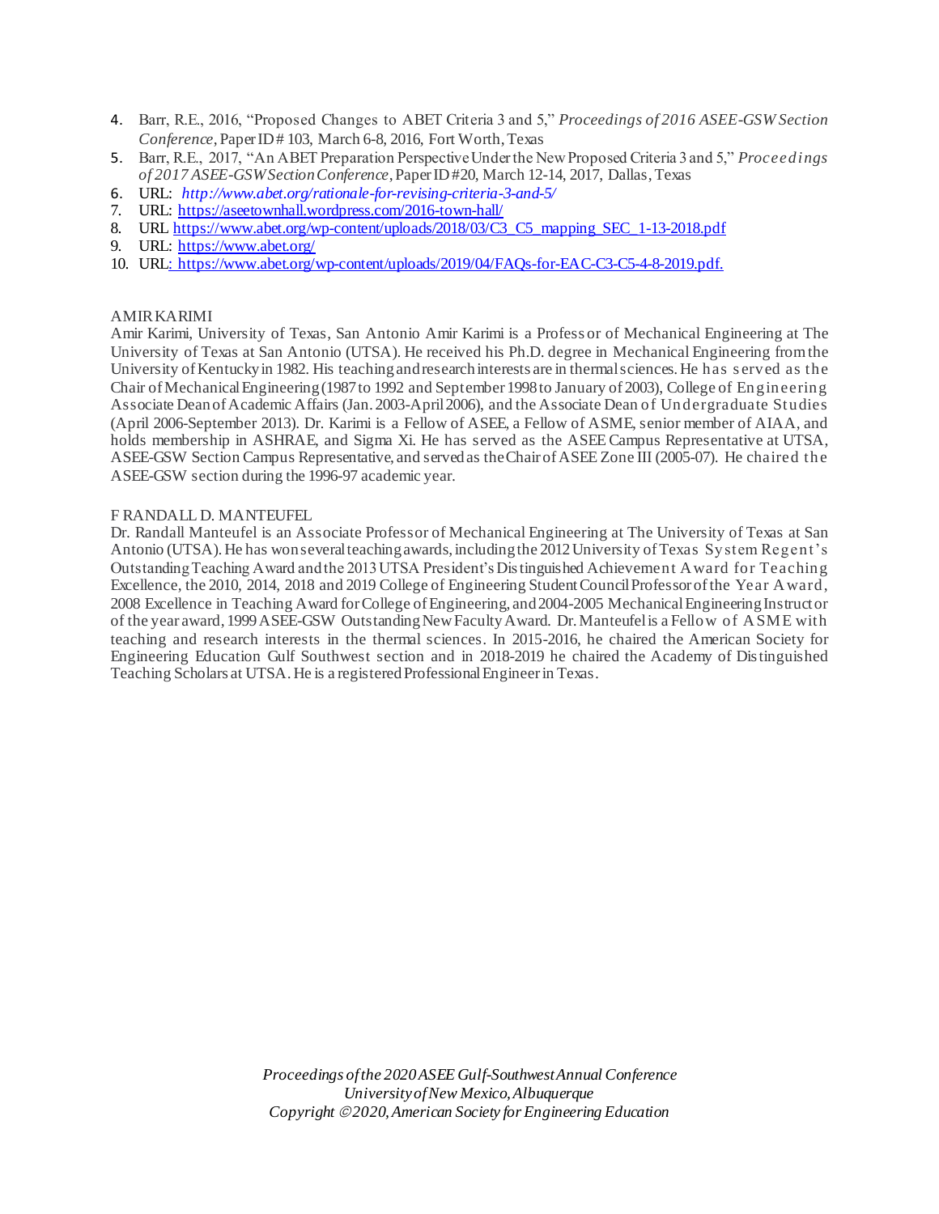4. Barr, R.E., 2016, "Proposed Changes to ABET Criteria 3 and 5," *Proceedings of 2016 ASEE-GSW Section Conference*, Paper ID # 103, March 6-8, 2016, Fort Worth, Texas
5. Barr, R.E., 2017, "An ABET Preparation Perspective Under the New Proposed Criteria 3 and 5," *Proceedings of 2017 ASEE-GSW Section Conference*, Paper ID #20, March 12-14, 2017, Dallas, Texas
6. URL: *http://www.abet.org/rationale-for-revising-criteria-3-and-5/*
7. URL: https://aseetownhall.wordpress.com/2016-town-hall/
8. URL https://www.abet.org/wp-content/uploads/2018/03/C3_C5_mapping_SEC_1-13-2018.pdf
9. URL: https://www.abet.org/
10. URL: https://www.abet.org/wp-content/uploads/2019/04/FAQs-for-EAC-C3-C5-4-8-2019.pdf.

AMIR KARIMI

Amir Karimi, University of Texas, San Antonio Amir Karimi is a Professor of Mechanical Engineering at The University of Texas at San Antonio (UTSA). He received his Ph.D. degree in Mechanical Engineering from the University of Kentucky in 1982. His teaching and research interests are in thermal sciences. He has served as the Chair of Mechanical Engineering (1987 to 1992 and September 1998 to January of 2003), College of Engineering Associate Dean of Academic Affairs (Jan. 2003-April 2006), and the Associate Dean of Undergraduate Studies (April 2006-September 2013). Dr. Karimi is a Fellow of ASEE, a Fellow of ASME, senior member of AIAA, and holds membership in ASHRAE, and Sigma Xi. He has served as the ASEE Campus Representative at UTSA, ASEE-GSW Section Campus Representative, and served as the Chair of ASEE Zone III (2005-07). He chaired the ASEE-GSW section during the 1996-97 academic year.

F RANDALL D. MANTEUFEL

Dr. Randall Manteufel is an Associate Professor of Mechanical Engineering at The University of Texas at San Antonio (UTSA). He has won several teaching awards, including the 2012 University of Texas System Regent's Outstanding Teaching Award and the 2013 UTSA President's Distinguished Achievement Award for Teaching Excellence, the 2010, 2014, 2018 and 2019 College of Engineering Student Council Professor of the Year Award, 2008 Excellence in Teaching Award for College of Engineering, and 2004-2005 Mechanical Engineering Instructor of the year award, 1999 ASEE-GSW Outstanding New Faculty Award. Dr. Manteufel is a Fellow of ASME with teaching and research interests in the thermal sciences. In 2015-2016, he chaired the American Society for Engineering Education Gulf Southwest section and in 2018-2019 he chaired the Academy of Distinguished Teaching Scholars at UTSA. He is a registered Professional Engineer in Texas.